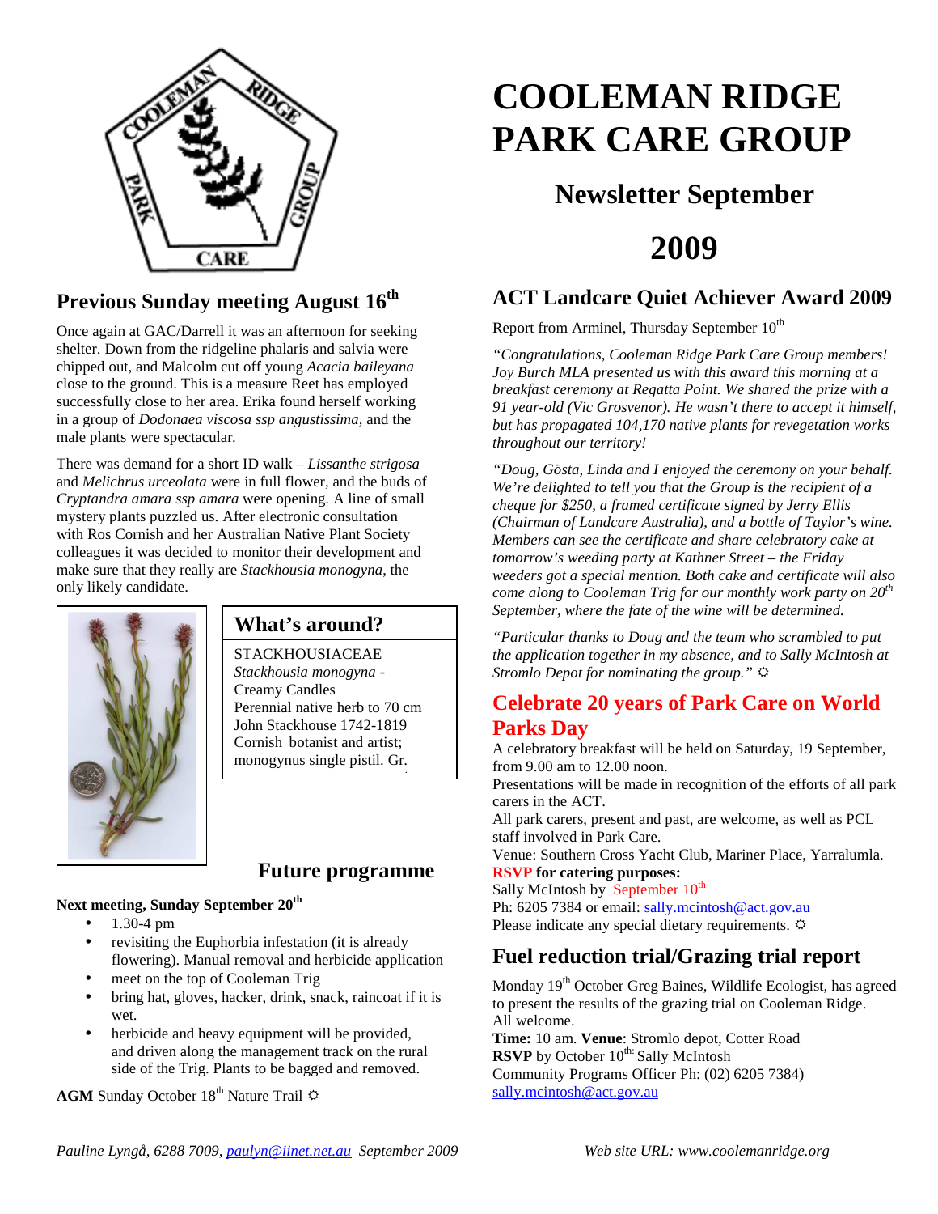# COOLEMAN RIDGE PARK CARE GROUP

## Newsletter September

## 2009

## Previous Sunday meeting August 16th

Once again at GAC/Darrell it was an afternoon for seeking shelter. Down from the ridgeline phalaris and salvia were chipped out, and Malcolm cut off young *Acacia baileyana* close to the ground. This is a measure Reet has employed successfully close to her area. Erika found herself working in a group of *Dodonaea viscosa ssp angustissima,* and the male plants were spectacular.

There was demand for a short ID walk – *Lissanthe strigosa* and *Melichrus urceolata* were in full flower, and the buds of *Cryptandra amara ssp amara* were opening. A line of small mystery plants puzzled us. After electronic consultation with Ros Cornish and her Australian Native Plant Society colleagues it was decided to monitor their development and make sure that they really are *Stackhousia monogyna*, the only likely candidate.

### What's around?

STACKHOUSIACEAE
*Stackhousia monogyna* - Creamy Candles
Perennial native herb to 70 cm
John Stackhouse 1742-1819
Cornish botanist and artist;
monogynus single pistil. Gr.

## Future programme

**Next meeting, Sunday September 20th**

- 1.30-4 pm
- revisiting the Euphorbia infestation (it is already flowering). Manual removal and herbicide application
- meet on the top of Cooleman Trig
- bring hat, gloves, hacker, drink, snack, raincoat if it is wet.
- herbicide and heavy equipment will be provided, and driven along the management track on the rural side of the Trig. Plants to be bagged and removed.

**AGM** Sunday October 18th Nature Trail ☼

## ACT Landcare Quiet Achiever Award 2009

Report from Arminel, Thursday September 10th

*"Congratulations, Cooleman Ridge Park Care Group members! Joy Burch MLA presented us with this award this morning at a breakfast ceremony at Regatta Point. We shared the prize with a 91 year-old (Vic Grosvenor). He wasn't there to accept it himself, but has propagated 104,170 native plants for revegetation works throughout our territory!*

*"Doug, Gösta, Linda and I enjoyed the ceremony on your behalf. We're delighted to tell you that the Group is the recipient of a cheque for $250, a framed certificate signed by Jerry Ellis (Chairman of Landcare Australia), and a bottle of Taylor's wine. Members can see the certificate and share celebratory cake at tomorrow's weeding party at Kathner Street – the Friday weeders got a special mention. Both cake and certificate will also come along to Cooleman Trig for our monthly work party on 20th September, where the fate of the wine will be determined.*

*"Particular thanks to Doug and the team who scrambled to put the application together in my absence, and to Sally McIntosh at Stromlo Depot for nominating the group."* ☼

## Celebrate 20 years of Park Care on World Parks Day

A celebratory breakfast will be held on Saturday, 19 September, from 9.00 am to 12.00 noon.
Presentations will be made in recognition of the efforts of all park carers in the ACT.
All park carers, present and past, are welcome, as well as PCL staff involved in Park Care.
Venue: Southern Cross Yacht Club, Mariner Place, Yarralumla.
**RSVP for catering purposes:**
Sally McIntosh by September 10th
Ph: 6205 7384 or email: sally.mcintosh@act.gov.au
Please indicate any special dietary requirements. ☼

## Fuel reduction trial/Grazing trial report

Monday 19th October Greg Baines, Wildlife Ecologist, has agreed to present the results of the grazing trial on Cooleman Ridge.
All welcome.
**Time:** 10 am. **Venue**: Stromlo depot, Cotter Road
**RSVP** by October 10th Sally McIntosh
Community Programs Officer Ph: (02) 6205 7384)
sally.mcintosh@act.gov.au

*Pauline Lyngå, 6288 7009, paulyn@iinet.net.au September 2009* *Web site URL: www.coolemanridge.org*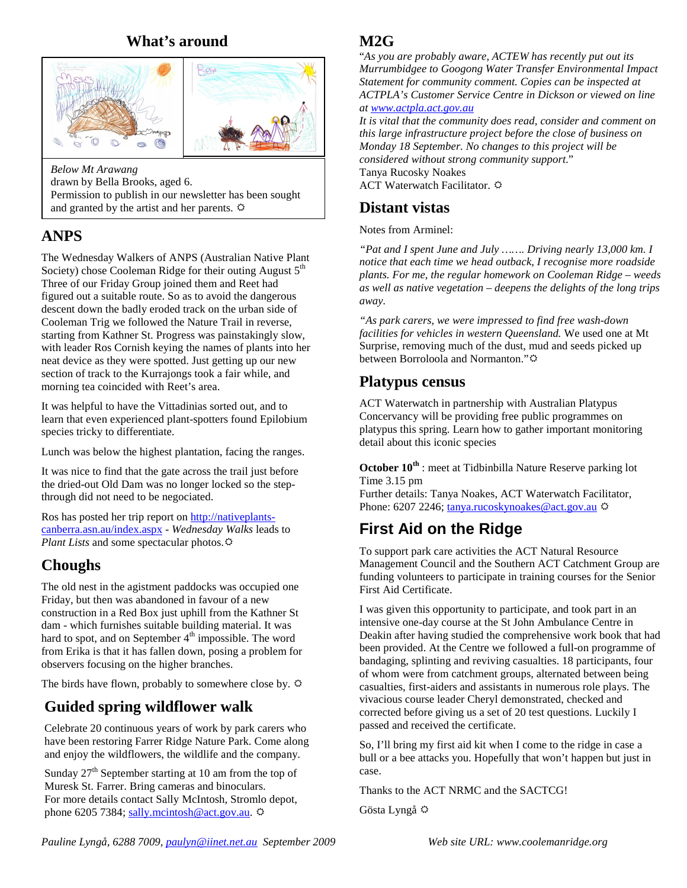## What's around

*Below Mt Arawang*
drawn by Bella Brooks, aged 6.
Permission to publish in our newsletter has been sought and granted by the artist and her parents. ☼

## ANPS

The Wednesday Walkers of ANPS (Australian Native Plant Society) chose Cooleman Ridge for their outing August 5th Three of our Friday Group joined them and Reet had figured out a suitable route. So as to avoid the dangerous descent down the badly eroded track on the urban side of Cooleman Trig we followed the Nature Trail in reverse, starting from Kathner St. Progress was painstakingly slow, with leader Ros Cornish keying the names of plants into her neat device as they were spotted. Just getting up our new section of track to the Kurrajongs took a fair while, and morning tea coincided with Reet's area.

It was helpful to have the Vittadinias sorted out, and to learn that even experienced plant-spotters found Epilobium species tricky to differentiate.

Lunch was below the highest plantation, facing the ranges.

It was nice to find that the gate across the trail just before the dried-out Old Dam was no longer locked so the step-through did not need to be negociated.

Ros has posted her trip report on http://nativeplants-canberra.asn.au/index.aspx - *Wednesday Walks* leads to *Plant Lists* and some spectacular photos.☼

## Choughs

The old nest in the agistment paddocks was occupied one Friday, but then was abandoned in favour of a new construction in a Red Box just uphill from the Kathner St dam - which furnishes suitable building material. It was hard to spot, and on September 4th impossible. The word from Erika is that it has fallen down, posing a problem for observers focusing on the higher branches.

The birds have flown, probably to somewhere close by. ☼

## Guided spring wildflower walk

Celebrate 20 continuous years of work by park carers who have been restoring Farrer Ridge Nature Park. Come along and enjoy the wildflowers, the wildlife and the company.

Sunday 27th September starting at 10 am from the top of Muresk St. Farrer. Bring cameras and binoculars.
For more details contact Sally McIntosh, Stromlo depot, phone 6205 7384; sally.mcintosh@act.gov.au. ☼

## M2G

"*As you are probably aware, ACTEW has recently put out its Murrumbidgee to Googong Water Transfer Environmental Impact Statement for community comment. Copies can be inspected at ACTPLA's Customer Service Centre in Dickson or viewed on line at www.actpla.act.gov.au*
*It is vital that the community does read, consider and comment on this large infrastructure project before the close of business on Monday 18 September. No changes to this project will be considered without strong community support.*"
Tanya Rucosky Noakes
ACT Waterwatch Facilitator. ☼

## Distant vistas

Notes from Arminel:

*"Pat and I spent June and July ……. Driving nearly 13,000 km. I notice that each time we head outback, I recognise more roadside plants. For me, the regular homework on Cooleman Ridge – weeds as well as native vegetation – deepens the delights of the long trips away.*

*"As park carers, we were impressed to find free wash-down facilities for vehicles in western Queensland.* We used one at Mt Surprise, removing much of the dust, mud and seeds picked up between Borroloola and Normanton."☼

## Platypus census

ACT Waterwatch in partnership with Australian Platypus Concervancy will be providing free public programmes on platypus this spring. Learn how to gather important monitoring detail about this iconic species

**October 10th** : meet at Tidbinbilla Nature Reserve parking lot
Time 3.15 pm
Further details: Tanya Noakes, ACT Waterwatch Facilitator, Phone: 6207 2246; tanya.rucoskynoakes@act.gov.au ☼

## First Aid on the Ridge

To support park care activities the ACT Natural Resource Management Council and the Southern ACT Catchment Group are funding volunteers to participate in training courses for the Senior First Aid Certificate.

I was given this opportunity to participate, and took part in an intensive one-day course at the St John Ambulance Centre in Deakin after having studied the comprehensive work book that had been provided. At the Centre we followed a full-on programme of bandaging, splinting and reviving casualties. 18 participants, four of whom were from catchment groups, alternated between being casualties, first-aiders and assistants in numerous role plays. The vivacious course leader Cheryl demonstrated, checked and corrected before giving us a set of 20 test questions. Luckily I passed and received the certificate.

So, I'll bring my first aid kit when I come to the ridge in case a bull or a bee attacks you. Hopefully that won't happen but just in case.

Thanks to the ACT NRMC and the SACTCG!

Gösta Lyngå ☼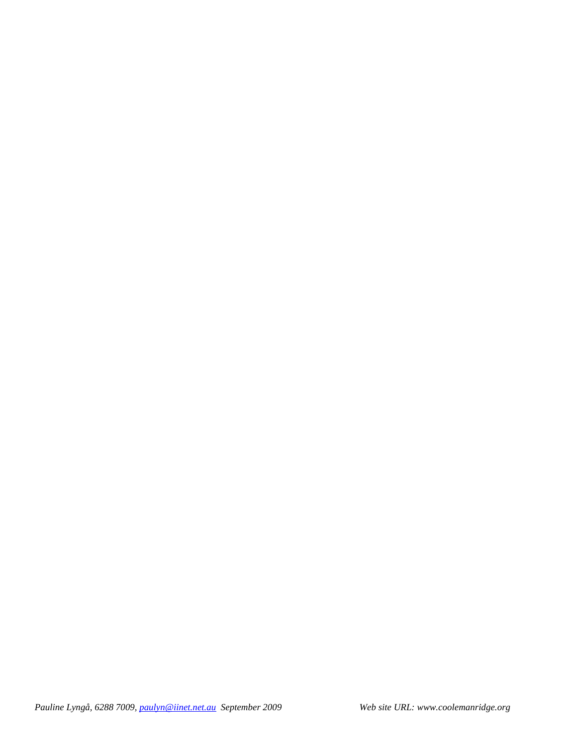*Pauline Lyngå, 6288 7009, [paulyn@iinet.net.au](mailto:paulyn@iinet.net.au) September 2009*

*Web site URL: www.coolemanridge.org*